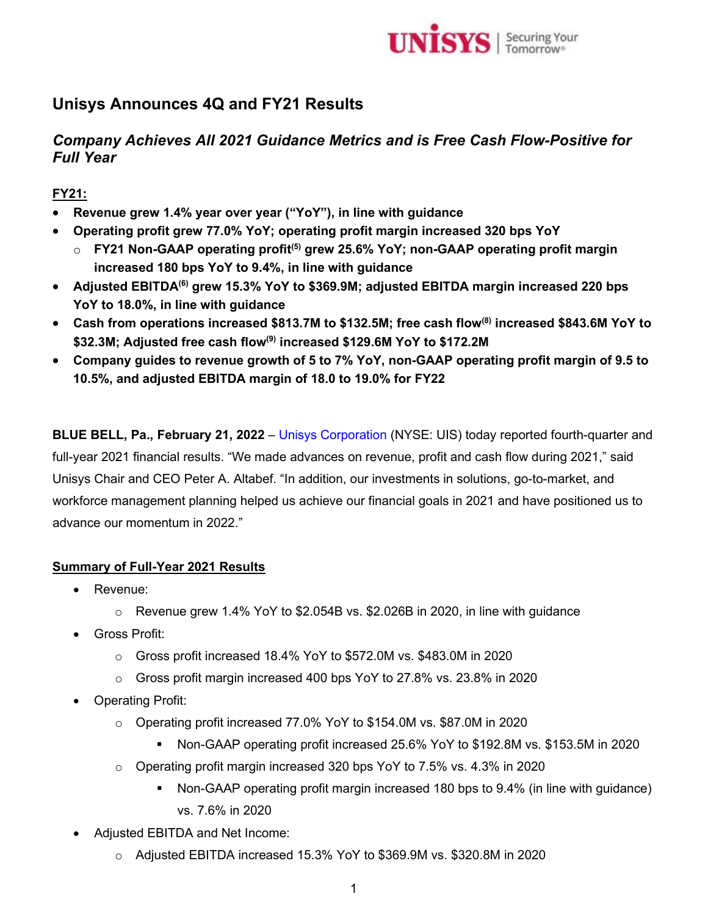# Unisys Announces 4Q and FY21 Results

## *Company Achieves All 2021 Guidance Metrics and is Free Cash Flow-Positive for Full Year*

**FY21:**

- **Revenue grew 1.4% year over year ("YoY"), in line with guidance**
- **Operating profit grew 77.0% YoY; operating profit margin increased 320 bps YoY**
  - **FY21 Non-GAAP operating profit[5] grew 25.6% YoY; non-GAAP operating profit margin increased 180 bps YoY to 9.4%, in line with guidance**
- **Adjusted EBITDA[6] grew 15.3% YoY to $369.9M; adjusted EBITDA margin increased 220 bps YoY to 18.0%, in line with guidance**
- **Cash from operations increased $813.7M to $132.5M; free cash flow[8] increased $843.6M YoY to $32.3M; Adjusted free cash flow[9] increased $129.6M YoY to $172.2M**
- **Company guides to revenue growth of 5 to 7% YoY, non-GAAP operating profit margin of 9.5 to 10.5%, and adjusted EBITDA margin of 18.0 to 19.0% for FY22**

**BLUE BELL, Pa., February 21, 2022** – Unisys Corporation (NYSE: UIS) today reported fourth-quarter and full-year 2021 financial results. "We made advances on revenue, profit and cash flow during 2021," said Unisys Chair and CEO Peter A. Altabef. "In addition, our investments in solutions, go-to-market, and workforce management planning helped us achieve our financial goals in 2021 and have positioned us to advance our momentum in 2022."

**Summary of Full-Year 2021 Results**

- Revenue:
  - Revenue grew 1.4% YoY to $2.054B vs. $2.026B in 2020, in line with guidance
- Gross Profit:
  - Gross profit increased 18.4% YoY to $572.0M vs. $483.0M in 2020
  - Gross profit margin increased 400 bps YoY to 27.8% vs. 23.8% in 2020
- Operating Profit:
  - Operating profit increased 77.0% YoY to $154.0M vs. $87.0M in 2020
    - Non-GAAP operating profit increased 25.6% YoY to $192.8M vs. $153.5M in 2020
  - Operating profit margin increased 320 bps YoY to 7.5% vs. 4.3% in 2020
    - Non-GAAP operating profit margin increased 180 bps to 9.4% (in line with guidance) vs. 7.6% in 2020
- Adjusted EBITDA and Net Income:
  - Adjusted EBITDA increased 15.3% YoY to $369.9M vs. $320.8M in 2020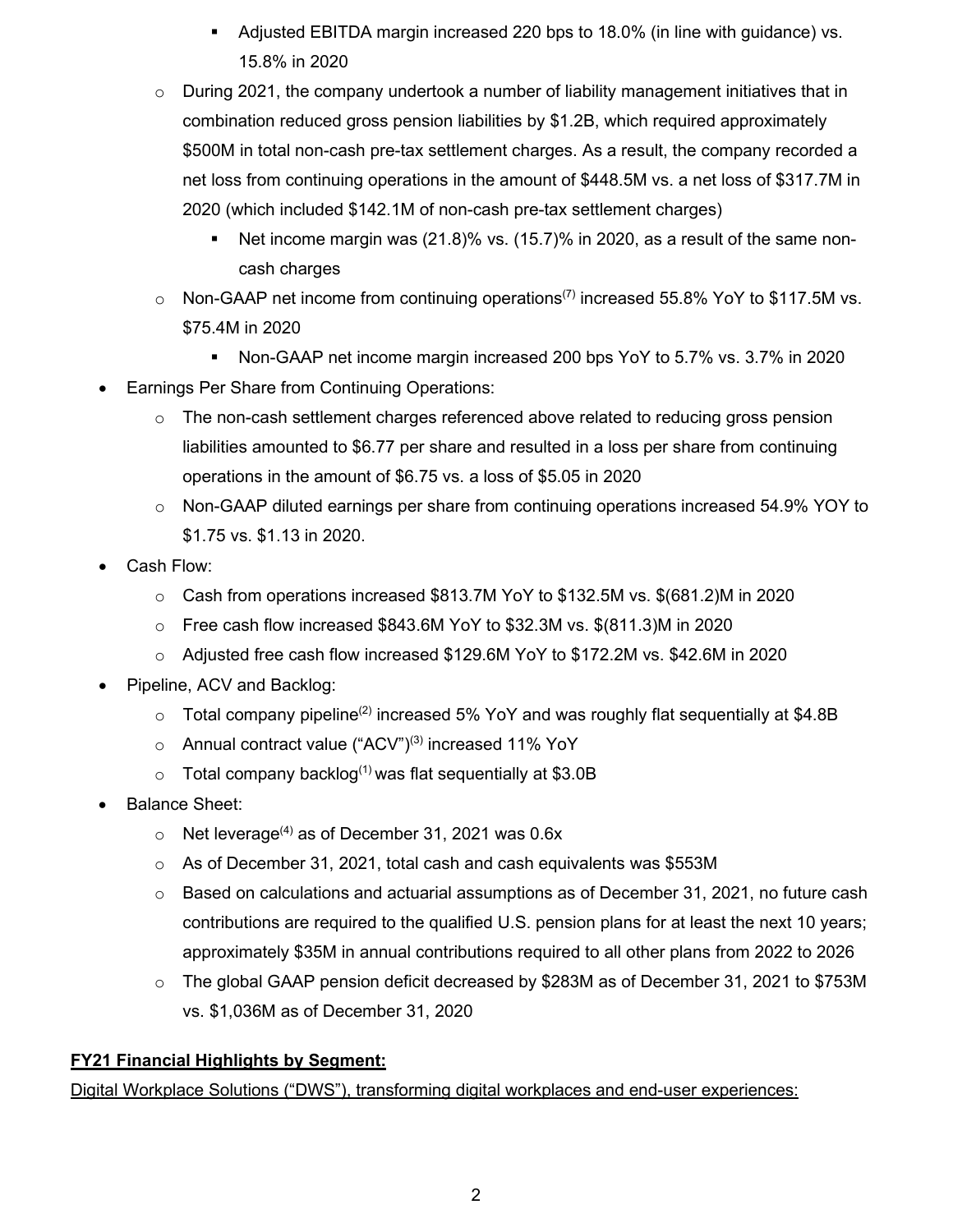- Adjusted EBITDA margin increased 220 bps to 18.0% (in line with guidance) vs. 15.8% in 2020
    - During 2021, the company undertook a number of liability management initiatives that in combination reduced gross pension liabilities by $1.2B, which required approximately $500M in total non-cash pre-tax settlement charges. As a result, the company recorded a net loss from continuing operations in the amount of $448.5M vs. a net loss of $317.7M in 2020 (which included $142.1M of non-cash pre-tax settlement charges)
        - Net income margin was (21.8)% vs. (15.7)% in 2020, as a result of the same non-cash charges
    - Non-GAAP net income from continuing operations[7] increased 55.8% YoY to $117.5M vs. $75.4M in 2020
        - Non-GAAP net income margin increased 200 bps YoY to 5.7% vs. 3.7% in 2020
- Earnings Per Share from Continuing Operations:
    - The non-cash settlement charges referenced above related to reducing gross pension liabilities amounted to $6.77 per share and resulted in a loss per share from continuing operations in the amount of $6.75 vs. a loss of $5.05 in 2020
    - Non-GAAP diluted earnings per share from continuing operations increased 54.9% YOY to $1.75 vs. $1.13 in 2020.
- Cash Flow:
    - Cash from operations increased $813.7M YoY to $132.5M vs. $(681.2)M in 2020
    - Free cash flow increased $843.6M YoY to $32.3M vs. $(811.3)M in 2020
    - Adjusted free cash flow increased $129.6M YoY to $172.2M vs. $42.6M in 2020
- Pipeline, ACV and Backlog:
    - Total company pipeline[2] increased 5% YoY and was roughly flat sequentially at $4.8B
    - Annual contract value ("ACV")[3] increased 11% YoY
    - Total company backlog[1] was flat sequentially at $3.0B
- Balance Sheet:
    - Net leverage[4] as of December 31, 2021 was 0.6x
    - As of December 31, 2021, total cash and cash equivalents was $553M
    - Based on calculations and actuarial assumptions as of December 31, 2021, no future cash contributions are required to the qualified U.S. pension plans for at least the next 10 years; approximately $35M in annual contributions required to all other plans from 2022 to 2026
    - The global GAAP pension deficit decreased by $283M as of December 31, 2021 to $753M vs. $1,036M as of December 31, 2020

**FY21 Financial Highlights by Segment:**

Digital Workplace Solutions ("DWS"), transforming digital workplaces and end-user experiences: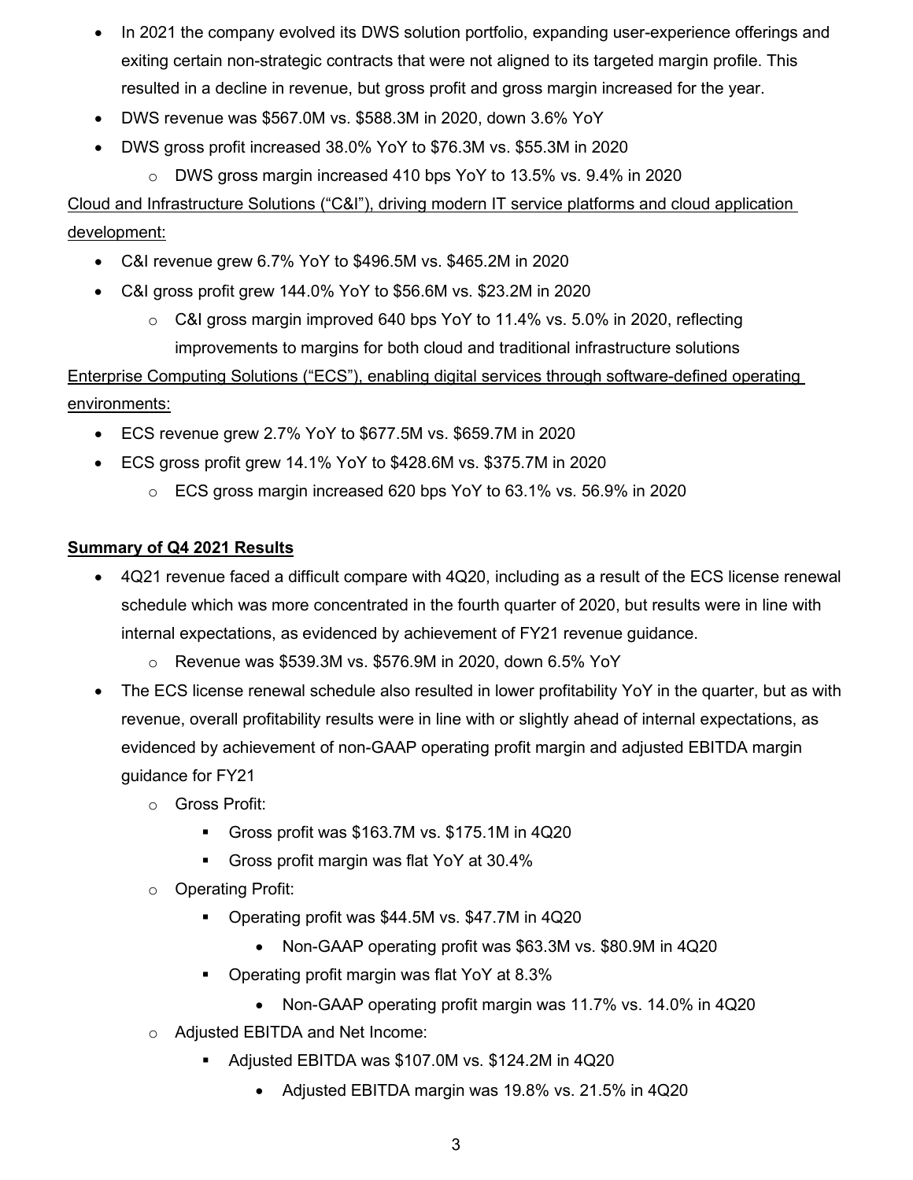- In 2021 the company evolved its DWS solution portfolio, expanding user-experience offerings and exiting certain non-strategic contracts that were not aligned to its targeted margin profile. This resulted in a decline in revenue, but gross profit and gross margin increased for the year.
- DWS revenue was $567.0M vs. $588.3M in 2020, down 3.6% YoY
- DWS gross profit increased 38.0% YoY to $76.3M vs. $55.3M in 2020
    - DWS gross margin increased 410 bps YoY to 13.5% vs. 9.4% in 2020

<u>Cloud and Infrastructure Solutions ("C&I"), driving modern IT service platforms and cloud application development:</u>

- C&I revenue grew 6.7% YoY to $496.5M vs. $465.2M in 2020
- C&I gross profit grew 144.0% YoY to $56.6M vs. $23.2M in 2020
    - C&I gross margin improved 640 bps YoY to 11.4% vs. 5.0% in 2020, reflecting improvements to margins for both cloud and traditional infrastructure solutions

<u>Enterprise Computing Solutions ("ECS"), enabling digital services through software-defined operating environments:</u>

- ECS revenue grew 2.7% YoY to $677.5M vs. $659.7M in 2020
- ECS gross profit grew 14.1% YoY to $428.6M vs. $375.7M in 2020
    - ECS gross margin increased 620 bps YoY to 63.1% vs. 56.9% in 2020

**<u>Summary of Q4 2021 Results</u>**

- 4Q21 revenue faced a difficult compare with 4Q20, including as a result of the ECS license renewal schedule which was more concentrated in the fourth quarter of 2020, but results were in line with internal expectations, as evidenced by achievement of FY21 revenue guidance.
    - Revenue was $539.3M vs. $576.9M in 2020, down 6.5% YoY
- The ECS license renewal schedule also resulted in lower profitability YoY in the quarter, but as with revenue, overall profitability results were in line with or slightly ahead of internal expectations, as evidenced by achievement of non-GAAP operating profit margin and adjusted EBITDA margin guidance for FY21
    - Gross Profit:
        - Gross profit was $163.7M vs. $175.1M in 4Q20
        - Gross profit margin was flat YoY at 30.4%
    - Operating Profit:
        - Operating profit was $44.5M vs. $47.7M in 4Q20
            - Non-GAAP operating profit was $63.3M vs. $80.9M in 4Q20
        - Operating profit margin was flat YoY at 8.3%
            - Non-GAAP operating profit margin was 11.7% vs. 14.0% in 4Q20
    - Adjusted EBITDA and Net Income:
        - Adjusted EBITDA was $107.0M vs. $124.2M in 4Q20
            - Adjusted EBITDA margin was 19.8% vs. 21.5% in 4Q20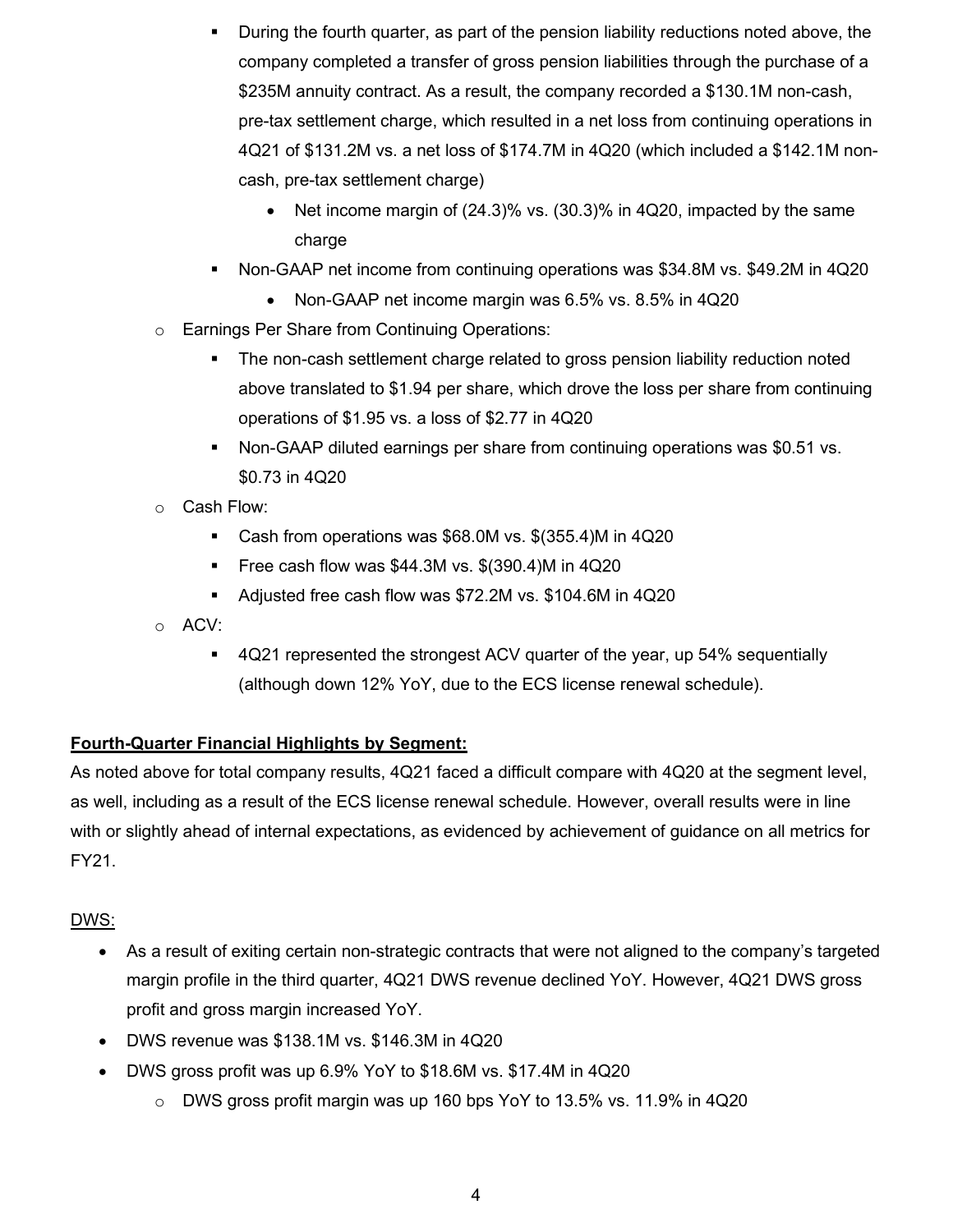- During the fourth quarter, as part of the pension liability reductions noted above, the company completed a transfer of gross pension liabilities through the purchase of a $235M annuity contract. As a result, the company recorded a $130.1M non-cash, pre-tax settlement charge, which resulted in a net loss from continuing operations in 4Q21 of $131.2M vs. a net loss of $174.7M in 4Q20 (which included a $142.1M non-cash, pre-tax settlement charge)
            - Net income margin of (24.3)% vs. (30.3)% in 4Q20, impacted by the same charge
        - Non-GAAP net income from continuing operations was $34.8M vs. $49.2M in 4Q20
            - Non-GAAP net income margin was 6.5% vs. 8.5% in 4Q20
    - Earnings Per Share from Continuing Operations:
        - The non-cash settlement charge related to gross pension liability reduction noted above translated to $1.94 per share, which drove the loss per share from continuing operations of $1.95 vs. a loss of $2.77 in 4Q20
        - Non-GAAP diluted earnings per share from continuing operations was $0.51 vs. $0.73 in 4Q20
    - Cash Flow:
        - Cash from operations was $68.0M vs. $(355.4)M in 4Q20
        - Free cash flow was $44.3M vs. $(390.4)M in 4Q20
        - Adjusted free cash flow was $72.2M vs. $104.6M in 4Q20
    - ACV:
        - 4Q21 represented the strongest ACV quarter of the year, up 54% sequentially (although down 12% YoY, due to the ECS license renewal schedule).

**<u>Fourth-Quarter Financial Highlights by Segment:</u>**

As noted above for total company results, 4Q21 faced a difficult compare with 4Q20 at the segment level, as well, including as a result of the ECS license renewal schedule. However, overall results were in line with or slightly ahead of internal expectations, as evidenced by achievement of guidance on all metrics for FY21.

<u>DWS:</u>

- As a result of exiting certain non-strategic contracts that were not aligned to the company's targeted margin profile in the third quarter, 4Q21 DWS revenue declined YoY. However, 4Q21 DWS gross profit and gross margin increased YoY.
- DWS revenue was $138.1M vs. $146.3M in 4Q20
- DWS gross profit was up 6.9% YoY to $18.6M vs. $17.4M in 4Q20
    - DWS gross profit margin was up 160 bps YoY to 13.5% vs. 11.9% in 4Q20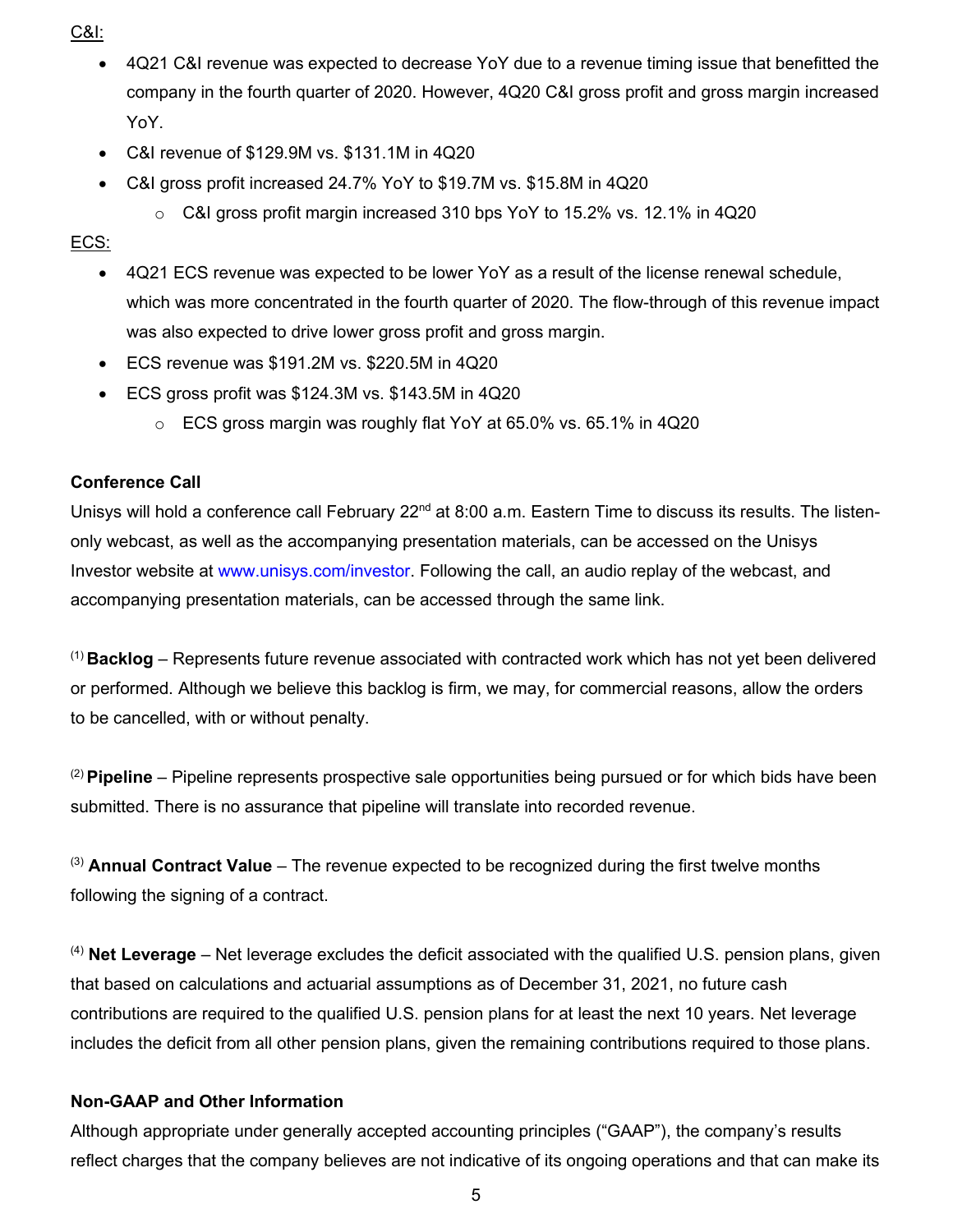C&I:

- 4Q21 C&I revenue was expected to decrease YoY due to a revenue timing issue that benefitted the company in the fourth quarter of 2020. However, 4Q20 C&I gross profit and gross margin increased YoY.
- C&I revenue of $129.9M vs. $131.1M in 4Q20
- C&I gross profit increased 24.7% YoY to $19.7M vs. $15.8M in 4Q20
  - C&I gross profit margin increased 310 bps YoY to 15.2% vs. 12.1% in 4Q20

ECS:

- 4Q21 ECS revenue was expected to be lower YoY as a result of the license renewal schedule, which was more concentrated in the fourth quarter of 2020. The flow-through of this revenue impact was also expected to drive lower gross profit and gross margin.
- ECS revenue was $191.2M vs. $220.5M in 4Q20
- ECS gross profit was $124.3M vs. $143.5M in 4Q20
  - ECS gross margin was roughly flat YoY at 65.0% vs. 65.1% in 4Q20

**Conference Call**

Unisys will hold a conference call February 22nd at 8:00 a.m. Eastern Time to discuss its results. The listen-only webcast, as well as the accompanying presentation materials, can be accessed on the Unisys Investor website at www.unisys.com/investor. Following the call, an audio replay of the webcast, and accompanying presentation materials, can be accessed through the same link.

[1] **Backlog** – Represents future revenue associated with contracted work which has not yet been delivered or performed. Although we believe this backlog is firm, we may, for commercial reasons, allow the orders to be cancelled, with or without penalty.

[2] **Pipeline** – Pipeline represents prospective sale opportunities being pursued or for which bids have been submitted. There is no assurance that pipeline will translate into recorded revenue.

[3] **Annual Contract Value** – The revenue expected to be recognized during the first twelve months following the signing of a contract.

[4] **Net Leverage** – Net leverage excludes the deficit associated with the qualified U.S. pension plans, given that based on calculations and actuarial assumptions as of December 31, 2021, no future cash contributions are required to the qualified U.S. pension plans for at least the next 10 years. Net leverage includes the deficit from all other pension plans, given the remaining contributions required to those plans.

**Non-GAAP and Other Information**

Although appropriate under generally accepted accounting principles ("GAAP"), the company's results reflect charges that the company believes are not indicative of its ongoing operations and that can make its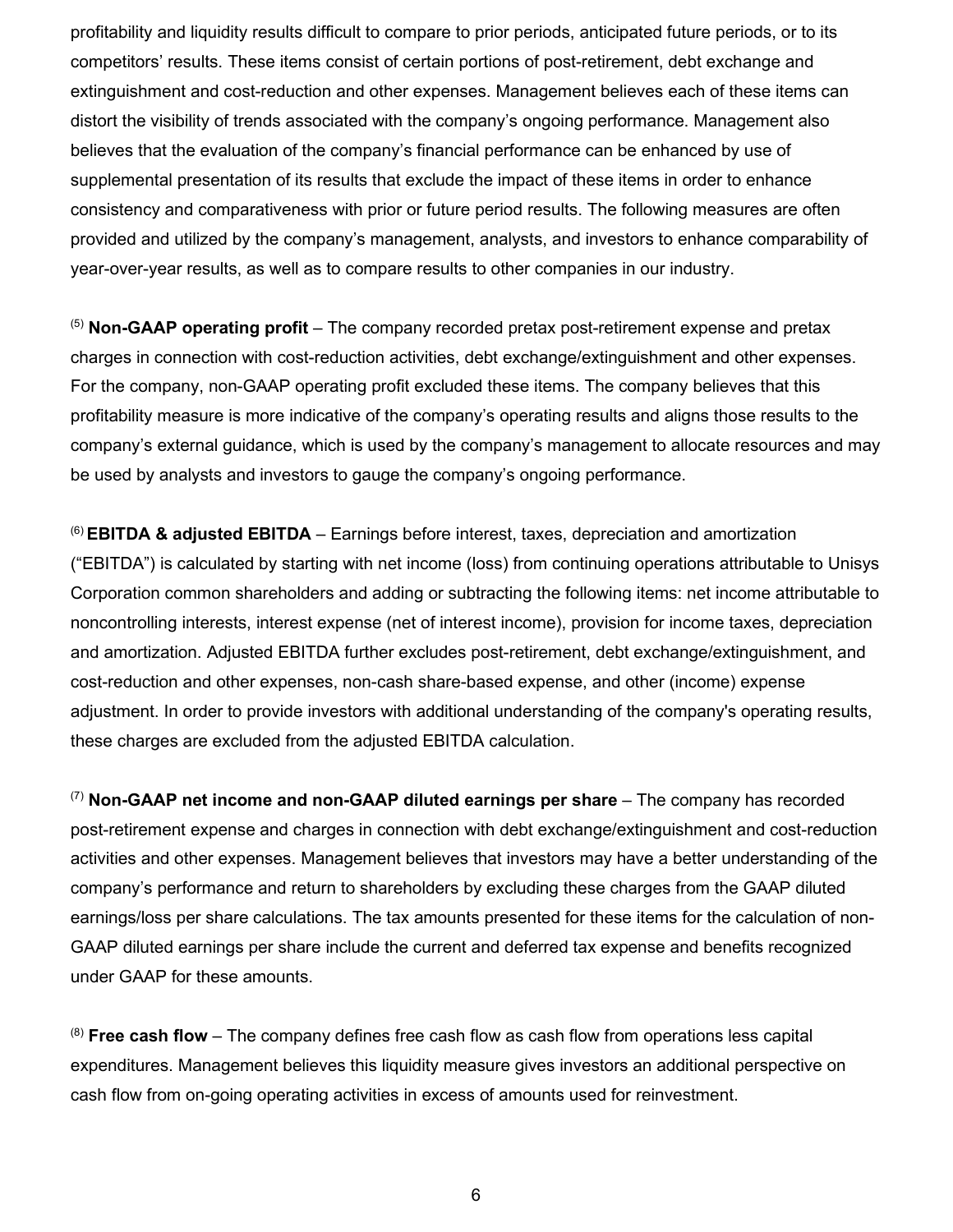profitability and liquidity results difficult to compare to prior periods, anticipated future periods, or to its competitors' results. These items consist of certain portions of post-retirement, debt exchange and extinguishment and cost-reduction and other expenses. Management believes each of these items can distort the visibility of trends associated with the company's ongoing performance. Management also believes that the evaluation of the company's financial performance can be enhanced by use of supplemental presentation of its results that exclude the impact of these items in order to enhance consistency and comparativeness with prior or future period results. The following measures are often provided and utilized by the company's management, analysts, and investors to enhance comparability of year-over-year results, as well as to compare results to other companies in our industry.

(5) **Non-GAAP operating profit** – The company recorded pretax post-retirement expense and pretax charges in connection with cost-reduction activities, debt exchange/extinguishment and other expenses. For the company, non-GAAP operating profit excluded these items. The company believes that this profitability measure is more indicative of the company's operating results and aligns those results to the company's external guidance, which is used by the company's management to allocate resources and may be used by analysts and investors to gauge the company's ongoing performance.

(6) **EBITDA & adjusted EBITDA** – Earnings before interest, taxes, depreciation and amortization ("EBITDA") is calculated by starting with net income (loss) from continuing operations attributable to Unisys Corporation common shareholders and adding or subtracting the following items: net income attributable to noncontrolling interests, interest expense (net of interest income), provision for income taxes, depreciation and amortization. Adjusted EBITDA further excludes post-retirement, debt exchange/extinguishment, and cost-reduction and other expenses, non-cash share-based expense, and other (income) expense adjustment. In order to provide investors with additional understanding of the company's operating results, these charges are excluded from the adjusted EBITDA calculation.

(7) **Non-GAAP net income and non-GAAP diluted earnings per share** – The company has recorded post-retirement expense and charges in connection with debt exchange/extinguishment and cost-reduction activities and other expenses. Management believes that investors may have a better understanding of the company's performance and return to shareholders by excluding these charges from the GAAP diluted earnings/loss per share calculations. The tax amounts presented for these items for the calculation of non-GAAP diluted earnings per share include the current and deferred tax expense and benefits recognized under GAAP for these amounts.

(8) **Free cash flow** – The company defines free cash flow as cash flow from operations less capital expenditures. Management believes this liquidity measure gives investors an additional perspective on cash flow from on-going operating activities in excess of amounts used for reinvestment.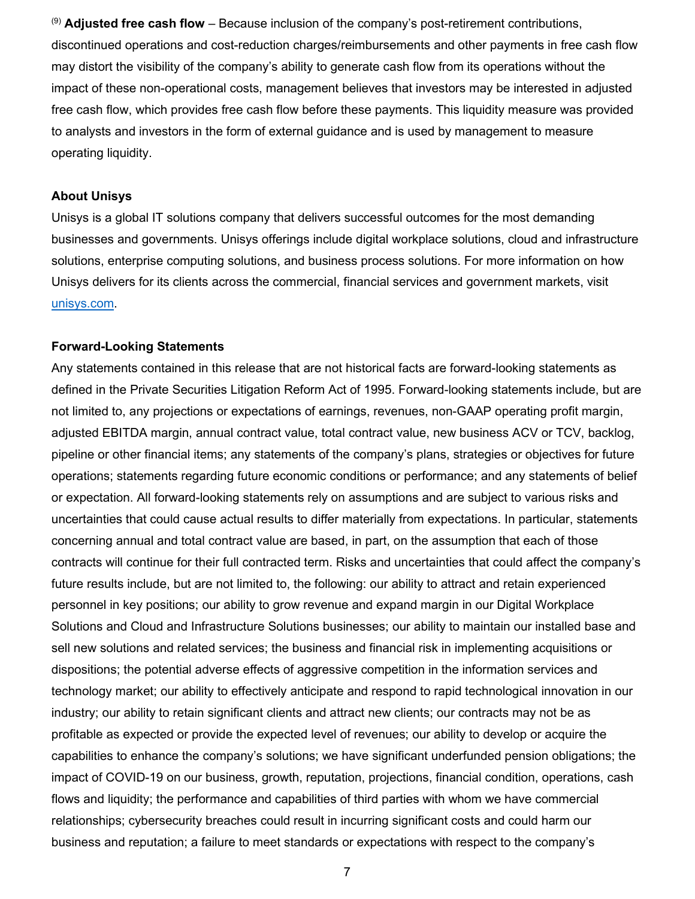[9] **Adjusted free cash flow** – Because inclusion of the company's post-retirement contributions, discontinued operations and cost-reduction charges/reimbursements and other payments in free cash flow may distort the visibility of the company's ability to generate cash flow from its operations without the impact of these non-operational costs, management believes that investors may be interested in adjusted free cash flow, which provides free cash flow before these payments. This liquidity measure was provided to analysts and investors in the form of external guidance and is used by management to measure operating liquidity.

**About Unisys**

Unisys is a global IT solutions company that delivers successful outcomes for the most demanding businesses and governments. Unisys offerings include digital workplace solutions, cloud and infrastructure solutions, enterprise computing solutions, and business process solutions. For more information on how Unisys delivers for its clients across the commercial, financial services and government markets, visit [unisys.com](unisys.com).

**Forward-Looking Statements**

Any statements contained in this release that are not historical facts are forward-looking statements as defined in the Private Securities Litigation Reform Act of 1995. Forward-looking statements include, but are not limited to, any projections or expectations of earnings, revenues, non-GAAP operating profit margin, adjusted EBITDA margin, annual contract value, total contract value, new business ACV or TCV, backlog, pipeline or other financial items; any statements of the company's plans, strategies or objectives for future operations; statements regarding future economic conditions or performance; and any statements of belief or expectation. All forward-looking statements rely on assumptions and are subject to various risks and uncertainties that could cause actual results to differ materially from expectations. In particular, statements concerning annual and total contract value are based, in part, on the assumption that each of those contracts will continue for their full contracted term. Risks and uncertainties that could affect the company's future results include, but are not limited to, the following: our ability to attract and retain experienced personnel in key positions; our ability to grow revenue and expand margin in our Digital Workplace Solutions and Cloud and Infrastructure Solutions businesses; our ability to maintain our installed base and sell new solutions and related services; the business and financial risk in implementing acquisitions or dispositions; the potential adverse effects of aggressive competition in the information services and technology market; our ability to effectively anticipate and respond to rapid technological innovation in our industry; our ability to retain significant clients and attract new clients; our contracts may not be as profitable as expected or provide the expected level of revenues; our ability to develop or acquire the capabilities to enhance the company's solutions; we have significant underfunded pension obligations; the impact of COVID-19 on our business, growth, reputation, projections, financial condition, operations, cash flows and liquidity; the performance and capabilities of third parties with whom we have commercial relationships; cybersecurity breaches could result in incurring significant costs and could harm our business and reputation; a failure to meet standards or expectations with respect to the company's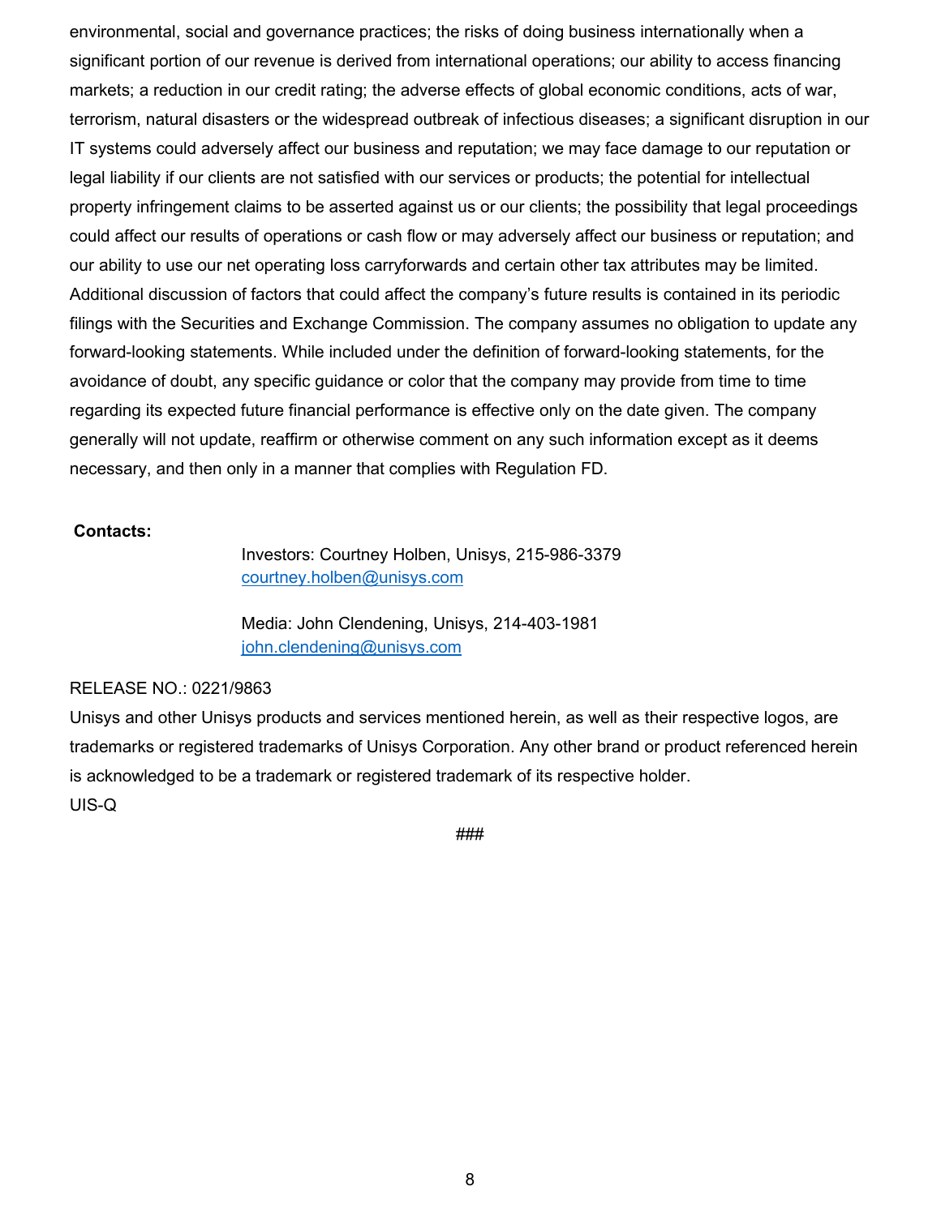environmental, social and governance practices; the risks of doing business internationally when a significant portion of our revenue is derived from international operations; our ability to access financing markets; a reduction in our credit rating; the adverse effects of global economic conditions, acts of war, terrorism, natural disasters or the widespread outbreak of infectious diseases; a significant disruption in our IT systems could adversely affect our business and reputation; we may face damage to our reputation or legal liability if our clients are not satisfied with our services or products; the potential for intellectual property infringement claims to be asserted against us or our clients; the possibility that legal proceedings could affect our results of operations or cash flow or may adversely affect our business or reputation; and our ability to use our net operating loss carryforwards and certain other tax attributes may be limited. Additional discussion of factors that could affect the company's future results is contained in its periodic filings with the Securities and Exchange Commission. The company assumes no obligation to update any forward-looking statements. While included under the definition of forward-looking statements, for the avoidance of doubt, any specific guidance or color that the company may provide from time to time regarding its expected future financial performance is effective only on the date given. The company generally will not update, reaffirm or otherwise comment on any such information except as it deems necessary, and then only in a manner that complies with Regulation FD.

**Contacts:**

Investors: Courtney Holben, Unisys, 215-986-3379
courtney.holben@unisys.com

Media: John Clendening, Unisys, 214-403-1981
john.clendening@unisys.com

RELEASE NO.: 0221/9863

Unisys and other Unisys products and services mentioned herein, as well as their respective logos, are trademarks or registered trademarks of Unisys Corporation. Any other brand or product referenced herein is acknowledged to be a trademark or registered trademark of its respective holder.

UIS-Q

###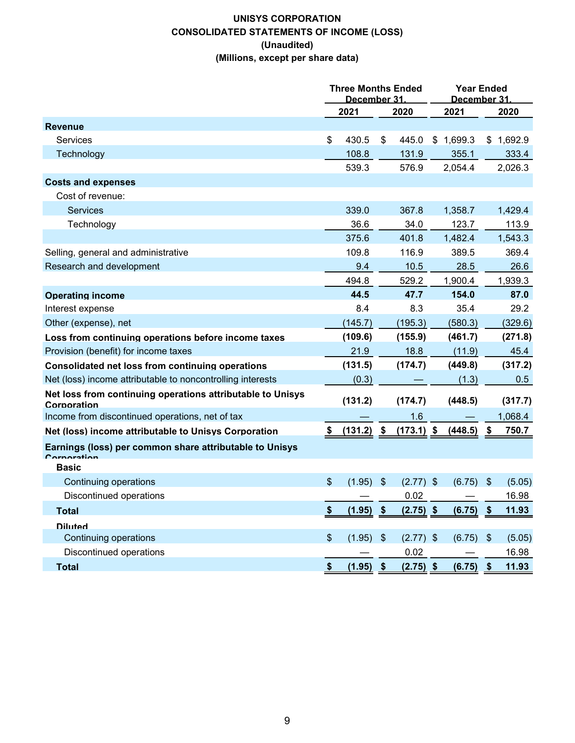**UNISYS CORPORATION**
**CONSOLIDATED STATEMENTS OF INCOME (LOSS)**
**(Unaudited)**
**(Millions, except per share data)**

| | Three Months Ended December 31, | | Year Ended December 31, | |
|---|---|---|---|---|
| | 2021 | 2020 | 2021 | 2020 |
| **Revenue** | | | | |
| Services | $ 430.5 | $ 445.0 | $ 1,699.3 | $ 1,692.9 |
| Technology | 108.8 | 131.9 | 355.1 | 333.4 |
| | 539.3 | 576.9 | 2,054.4 | 2,026.3 |
| **Costs and expenses** | | | | |
| Cost of revenue: | | | | |
| Services | 339.0 | 367.8 | 1,358.7 | 1,429.4 |
| Technology | 36.6 | 34.0 | 123.7 | 113.9 |
| | 375.6 | 401.8 | 1,482.4 | 1,543.3 |
| Selling, general and administrative | 109.8 | 116.9 | 389.5 | 369.4 |
| Research and development | 9.4 | 10.5 | 28.5 | 26.6 |
| | 494.8 | 529.2 | 1,900.4 | 1,939.3 |
| **Operating income** | **44.5** | **47.7** | **154.0** | **87.0** |
| Interest expense | 8.4 | 8.3 | 35.4 | 29.2 |
| Other (expense), net | (145.7) | (195.3) | (580.3) | (329.6) |
| **Loss from continuing operations before income taxes** | **(109.6)** | **(155.9)** | **(461.7)** | **(271.8)** |
| Provision (benefit) for income taxes | 21.9 | 18.8 | (11.9) | 45.4 |
| **Consolidated net loss from continuing operations** | **(131.5)** | **(174.7)** | **(449.8)** | **(317.2)** |
| Net (loss) income attributable to noncontrolling interests | (0.3) | — | (1.3) | 0.5 |
| **Net loss from continuing operations attributable to Unisys Corporation** | **(131.2)** | **(174.7)** | **(448.5)** | **(317.7)** |
| Income from discontinued operations, net of tax | — | 1.6 | — | 1,068.4 |
| **Net (loss) income attributable to Unisys Corporation** | **$ (131.2)** | **$ (173.1)** | **$ (448.5)** | **$ 750.7** |
| **Earnings (loss) per common share attributable to Unisys Corporation** | | | | |
| **Basic** | | | | |
| Continuing operations | $ (1.95) | $ (2.77) | $ (6.75) | $ (5.05) |
| Discontinued operations | — | 0.02 | — | 16.98 |
| **Total** | **$ (1.95)** | **$ (2.75)** | **$ (6.75)** | **$ 11.93** |
| **Diluted** | | | | |
| Continuing operations | $ (1.95) | $ (2.77) | $ (6.75) | $ (5.05) |
| Discontinued operations | — | 0.02 | — | 16.98 |
| **Total** | **$ (1.95)** | **$ (2.75)** | **$ (6.75)** | **$ 11.93** |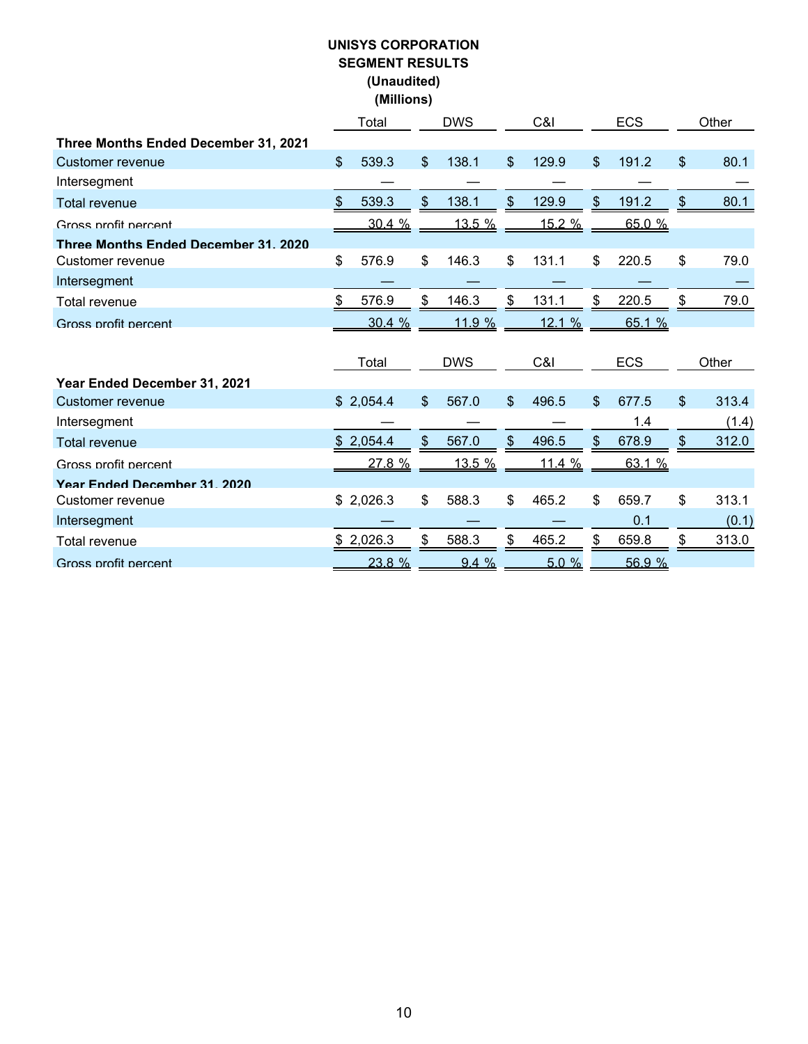# UNISYS CORPORATION
## SEGMENT RESULTS
### (Unaudited)
### (Millions)

| | Total | DWS | C&I | ECS | Other |
|---|---|---|---|---|---|
| **Three Months Ended December 31, 2021** | | | | | |
| Customer revenue | $ 539.3 | $ 138.1 | $ 129.9 | $ 191.2 | $ 80.1 |
| Intersegment | — | — | — | — | — |
| Total revenue | $ 539.3 | $ 138.1 | $ 129.9 | $ 191.2 | $ 80.1 |
| Gross profit percent | 30.4 % | 13.5 % | 15.2 % | 65.0 % | |
| **Three Months Ended December 31, 2020** | | | | | |
| Customer revenue | $ 576.9 | $ 146.3 | $ 131.1 | $ 220.5 | $ 79.0 |
| Intersegment | — | — | — | — | — |
| Total revenue | $ 576.9 | $ 146.3 | $ 131.1 | $ 220.5 | $ 79.0 |
| Gross profit percent | 30.4 % | 11.9 % | 12.1 % | 65.1 % | |

| | Total | DWS | C&I | ECS | Other |
|---|---|---|---|---|---|
| **Year Ended December 31, 2021** | | | | | |
| Customer revenue | $ 2,054.4 | $ 567.0 | $ 496.5 | $ 677.5 | $ 313.4 |
| Intersegment | — | — | — | 1.4 | (1.4) |
| Total revenue | $ 2,054.4 | $ 567.0 | $ 496.5 | $ 678.9 | $ 312.0 |
| Gross profit percent | 27.8 % | 13.5 % | 11.4 % | 63.1 % | |
| **Year Ended December 31, 2020** | | | | | |
| Customer revenue | $ 2,026.3 | $ 588.3 | $ 465.2 | $ 659.7 | $ 313.1 |
| Intersegment | — | — | — | 0.1 | (0.1) |
| Total revenue | $ 2,026.3 | $ 588.3 | $ 465.2 | $ 659.8 | $ 313.0 |
| Gross profit percent | 23.8 % | 9.4 % | 5.0 % | 56.9 % | |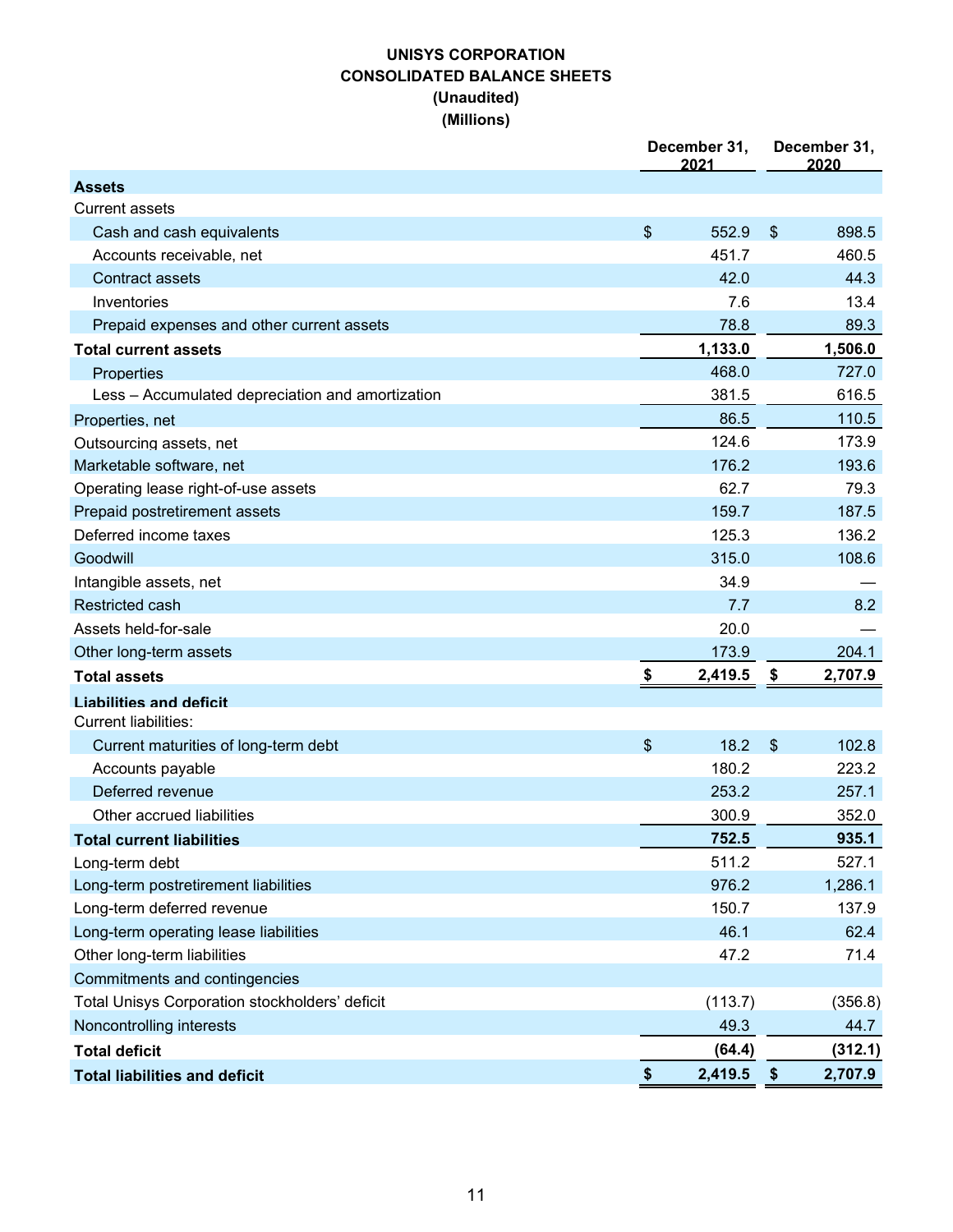# UNISYS CORPORATION
## CONSOLIDATED BALANCE SHEETS
### (Unaudited)
### (Millions)

| | December 31, 2021 | December 31, 2020 |
|---|---|---|
| **Assets** | | |
| Current assets | | |
| Cash and cash equivalents | $ 552.9 | $ 898.5 |
| Accounts receivable, net | 451.7 | 460.5 |
| Contract assets | 42.0 | 44.3 |
| Inventories | 7.6 | 13.4 |
| Prepaid expenses and other current assets | 78.8 | 89.3 |
| **Total current assets** | **1,133.0** | **1,506.0** |
| Properties | 468.0 | 727.0 |
| Less – Accumulated depreciation and amortization | 381.5 | 616.5 |
| Properties, net | 86.5 | 110.5 |
| Outsourcing assets, net | 124.6 | 173.9 |
| Marketable software, net | 176.2 | 193.6 |
| Operating lease right-of-use assets | 62.7 | 79.3 |
| Prepaid postretirement assets | 159.7 | 187.5 |
| Deferred income taxes | 125.3 | 136.2 |
| Goodwill | 315.0 | 108.6 |
| Intangible assets, net | 34.9 | — |
| Restricted cash | 7.7 | 8.2 |
| Assets held-for-sale | 20.0 | — |
| Other long-term assets | 173.9 | 204.1 |
| **Total assets** | **$ 2,419.5** | **$ 2,707.9** |
| **Liabilities and deficit** | | |
| Current liabilities: | | |
| Current maturities of long-term debt | $ 18.2 | $ 102.8 |
| Accounts payable | 180.2 | 223.2 |
| Deferred revenue | 253.2 | 257.1 |
| Other accrued liabilities | 300.9 | 352.0 |
| **Total current liabilities** | **752.5** | **935.1** |
| Long-term debt | 511.2 | 527.1 |
| Long-term postretirement liabilities | 976.2 | 1,286.1 |
| Long-term deferred revenue | 150.7 | 137.9 |
| Long-term operating lease liabilities | 46.1 | 62.4 |
| Other long-term liabilities | 47.2 | 71.4 |
| Commitments and contingencies | | |
| Total Unisys Corporation stockholders' deficit | (113.7) | (356.8) |
| Noncontrolling interests | 49.3 | 44.7 |
| **Total deficit** | **(64.4)** | **(312.1)** |
| **Total liabilities and deficit** | **$ 2,419.5** | **$ 2,707.9** |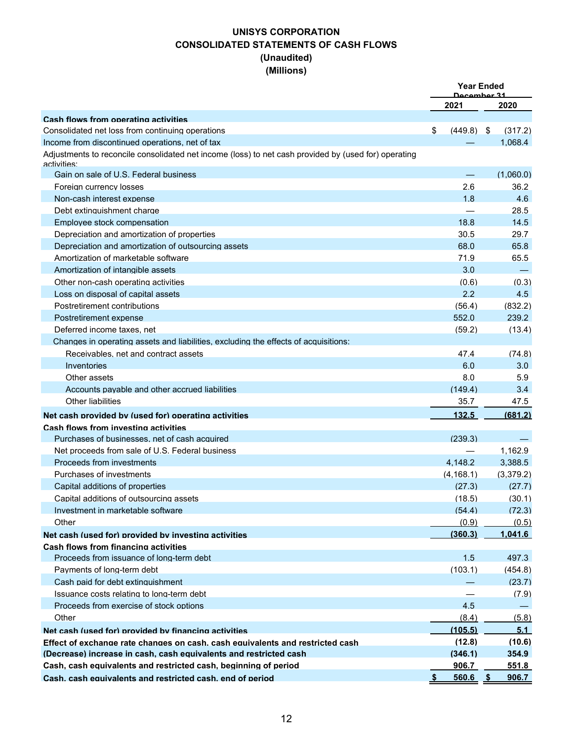# UNISYS CORPORATION
## CONSOLIDATED STATEMENTS OF CASH FLOWS
### (Unaudited)
### (Millions)

| | Year Ended December 31 | |
|---|---|---|
| | 2021 | 2020 |
| **Cash flows from operating activities** | | |
| Consolidated net loss from continuing operations | $ (449.8) | $ (317.2) |
| Income from discontinued operations, net of tax | — | 1,068.4 |
| Adjustments to reconcile consolidated net income (loss) to net cash provided by (used for) operating activities: | | |
| Gain on sale of U.S. Federal business | — | (1,060.0) |
| Foreign currency losses | 2.6 | 36.2 |
| Non-cash interest expense | 1.8 | 4.6 |
| Debt extinguishment charge | — | 28.5 |
| Employee stock compensation | 18.8 | 14.5 |
| Depreciation and amortization of properties | 30.5 | 29.7 |
| Depreciation and amortization of outsourcing assets | 68.0 | 65.8 |
| Amortization of marketable software | 71.9 | 65.5 |
| Amortization of intangible assets | 3.0 | — |
| Other non-cash operating activities | (0.6) | (0.3) |
| Loss on disposal of capital assets | 2.2 | 4.5 |
| Postretirement contributions | (56.4) | (832.2) |
| Postretirement expense | 552.0 | 239.2 |
| Deferred income taxes, net | (59.2) | (13.4) |
| Changes in operating assets and liabilities, excluding the effects of acquisitions: | | |
| Receivables, net and contract assets | 47.4 | (74.8) |
| Inventories | 6.0 | 3.0 |
| Other assets | 8.0 | 5.9 |
| Accounts payable and other accrued liabilities | (149.4) | 3.4 |
| Other liabilities | 35.7 | 47.5 |
| **Net cash provided by (used for) operating activities** | **132.5** | **(681.2)** |
| **Cash flows from investing activities** | | |
| Purchases of businesses, net of cash acquired | (239.3) | — |
| Net proceeds from sale of U.S. Federal business | — | 1,162.9 |
| Proceeds from investments | 4,148.2 | 3,388.5 |
| Purchases of investments | (4,168.1) | (3,379.2) |
| Capital additions of properties | (27.3) | (27.7) |
| Capital additions of outsourcing assets | (18.5) | (30.1) |
| Investment in marketable software | (54.4) | (72.3) |
| Other | (0.9) | (0.5) |
| **Net cash (used for) provided by investing activities** | **(360.3)** | **1,041.6** |
| **Cash flows from financing activities** | | |
| Proceeds from issuance of long-term debt | 1.5 | 497.3 |
| Payments of long-term debt | (103.1) | (454.8) |
| Cash paid for debt extinguishment | — | (23.7) |
| Issuance costs relating to long-term debt | — | (7.9) |
| Proceeds from exercise of stock options | 4.5 | — |
| Other | (8.4) | (5.8) |
| **Net cash (used for) provided by financing activities** | **(105.5)** | **5.1** |
| **Effect of exchange rate changes on cash, cash equivalents and restricted cash** | **(12.8)** | **(10.6)** |
| **(Decrease) increase in cash, cash equivalents and restricted cash** | **(346.1)** | **354.9** |
| **Cash, cash equivalents and restricted cash, beginning of period** | **906.7** | **551.8** |
| **Cash, cash equivalents and restricted cash, end of period** | **$ 560.6** | **$ 906.7** |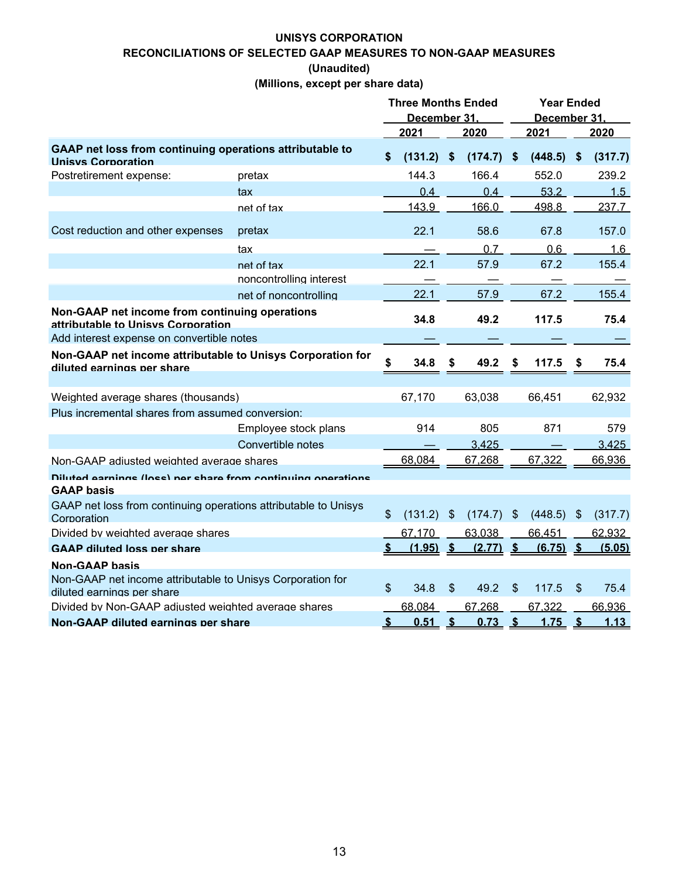# UNISYS CORPORATION

## RECONCILIATIONS OF SELECTED GAAP MEASURES TO NON-GAAP MEASURES

**(Unaudited)**

**(Millions, except per share data)**

| | | Three Months Ended December 31, | | Year Ended December 31, | |
|---|---|---|---|---|---|
| | | **2021** | **2020** | **2021** | **2020** |
| **GAAP net loss from continuing operations attributable to Unisys Corporation** | | **$ (131.2)** | **$ (174.7)** | **$ (448.5)** | **$ (317.7)** |
| Postretirement expense: | pretax | 144.3 | 166.4 | 552.0 | 239.2 |
| | tax | 0.4 | 0.4 | 53.2 | 1.5 |
| | net of tax | 143.9 | 166.0 | 498.8 | 237.7 |
| Cost reduction and other expenses | pretax | 22.1 | 58.6 | 67.8 | 157.0 |
| | tax | — | 0.7 | 0.6 | 1.6 |
| | net of tax | 22.1 | 57.9 | 67.2 | 155.4 |
| | noncontrolling interest | — | — | — | — |
| | net of noncontrolling | 22.1 | 57.9 | 67.2 | 155.4 |
| **Non-GAAP net income from continuing operations attributable to Unisys Corporation** | | **34.8** | **49.2** | **117.5** | **75.4** |
| Add interest expense on convertible notes | | — | — | — | — |
| **Non-GAAP net income attributable to Unisys Corporation for diluted earnings per share** | | **$ 34.8** | **$ 49.2** | **$ 117.5** | **$ 75.4** |
| | | | | | |
| Weighted average shares (thousands) | | 67,170 | 63,038 | 66,451 | 62,932 |
| Plus incremental shares from assumed conversion: | | | | | |
| | Employee stock plans | 914 | 805 | 871 | 579 |
| | Convertible notes | — | 3,425 | — | 3,425 |
| Non-GAAP adjusted weighted average shares | | 68,084 | 67,268 | 67,322 | 66,936 |
| **Diluted earnings (loss) per share from continuing operations** | | | | | |
| **GAAP basis** | | | | | |
| GAAP net loss from continuing operations attributable to Unisys Corporation | | $ (131.2) | $ (174.7) | $ (448.5) | $ (317.7) |
| Divided by weighted average shares | | 67,170 | 63,038 | 66,451 | 62,932 |
| **GAAP diluted loss per share** | | **$ (1.95)** | **$ (2.77)** | **$ (6.75)** | **$ (5.05)** |
| **Non-GAAP basis** | | | | | |
| Non-GAAP net income attributable to Unisys Corporation for diluted earnings per share | | $ 34.8 | $ 49.2 | $ 117.5 | $ 75.4 |
| Divided by Non-GAAP adjusted weighted average shares | | 68,084 | 67,268 | 67,322 | 66,936 |
| **Non-GAAP diluted earnings per share** | | **$ 0.51** | **$ 0.73** | **$ 1.75** | **$ 1.13** |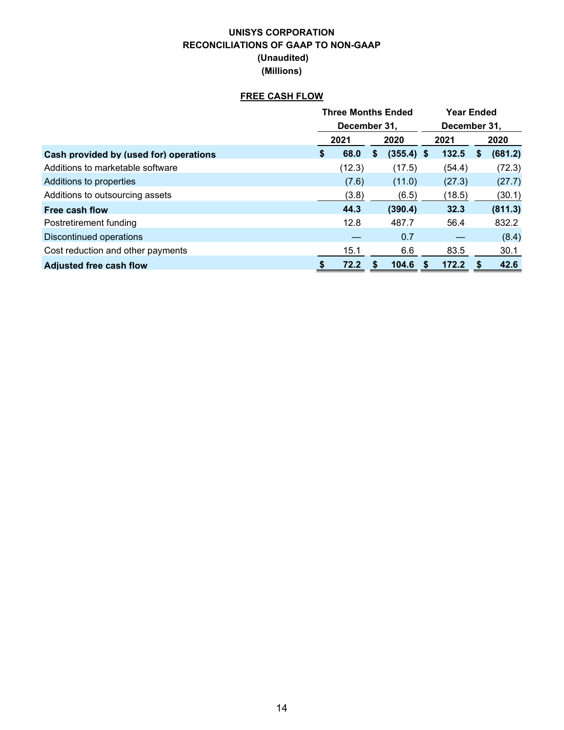**UNISYS CORPORATION**

**RECONCILIATIONS OF GAAP TO NON-GAAP**

**(Unaudited)**

**(Millions)**

**FREE CASH FLOW**

| | Three Months Ended December 31, | | Year Ended December 31, | |
|---|---|---|---|---|
| | 2021 | 2020 | 2021 | 2020 |
| **Cash provided by (used for) operations** | **$ 68.0** | **$ (355.4)** | **$ 132.5** | **$ (681.2)** |
| Additions to marketable software | (12.3) | (17.5) | (54.4) | (72.3) |
| Additions to properties | (7.6) | (11.0) | (27.3) | (27.7) |
| Additions to outsourcing assets | (3.8) | (6.5) | (18.5) | (30.1) |
| **Free cash flow** | **44.3** | **(390.4)** | **32.3** | **(811.3)** |
| Postretirement funding | 12.8 | 487.7 | 56.4 | 832.2 |
| Discontinued operations | — | 0.7 | — | (8.4) |
| Cost reduction and other payments | 15.1 | 6.6 | 83.5 | 30.1 |
| **Adjusted free cash flow** | **$ 72.2** | **$ 104.6** | **$ 172.2** | **$ 42.6** |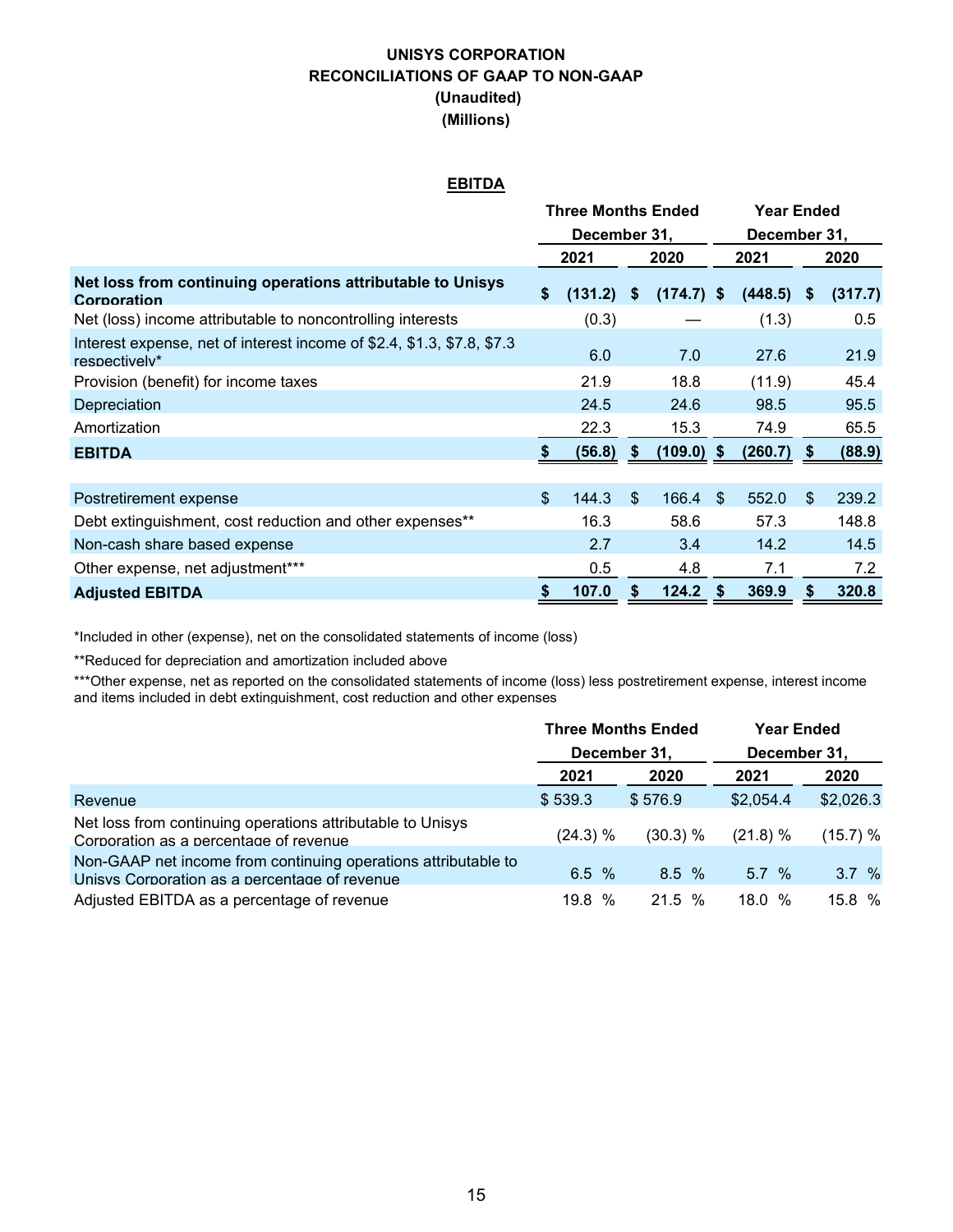**UNISYS CORPORATION**
**RECONCILIATIONS OF GAAP TO NON-GAAP**
**(Unaudited)**
**(Millions)**

**EBITDA**

| | Three Months Ended December 31, 2021 | Three Months Ended December 31, 2020 | Year Ended December 31, 2021 | Year Ended December 31, 2020 |
|---|---|---|---|---|
| **Net loss from continuing operations attributable to Unisys Corporation** | **$ (131.2)** | **$ (174.7)** | **$ (448.5)** | **$ (317.7)** |
| Net (loss) income attributable to noncontrolling interests | (0.3) | — | (1.3) | 0.5 |
| Interest expense, net of interest income of $2.4, $1.3, $7.8, $7.3 respectively* | 6.0 | 7.0 | 27.6 | 21.9 |
| Provision (benefit) for income taxes | 21.9 | 18.8 | (11.9) | 45.4 |
| Depreciation | 24.5 | 24.6 | 98.5 | 95.5 |
| Amortization | 22.3 | 15.3 | 74.9 | 65.5 |
| **EBITDA** | **$ (56.8)** | **$ (109.0)** | **$ (260.7)** | **$ (88.9)** |
| | | | | |
| Postretirement expense | $ 144.3 | $ 166.4 | $ 552.0 | $ 239.2 |
| Debt extinguishment, cost reduction and other expenses** | 16.3 | 58.6 | 57.3 | 148.8 |
| Non-cash share based expense | 2.7 | 3.4 | 14.2 | 14.5 |
| Other expense, net adjustment*** | 0.5 | 4.8 | 7.1 | 7.2 |
| **Adjusted EBITDA** | **$ 107.0** | **$ 124.2** | **$ 369.9** | **$ 320.8** |

*Included in other (expense), net on the consolidated statements of income (loss)

**Reduced for depreciation and amortization included above

***Other expense, net as reported on the consolidated statements of income (loss) less postretirement expense, interest income and items included in debt extinguishment, cost reduction and other expenses

| | Three Months Ended December 31, 2021 | Three Months Ended December 31, 2020 | Year Ended December 31, 2021 | Year Ended December 31, 2020 |
|---|---|---|---|---|
| Revenue | $ 539.3 | $ 576.9 | $2,054.4 | $2,026.3 |
| Net loss from continuing operations attributable to Unisys Corporation as a percentage of revenue | (24.3) % | (30.3) % | (21.8) % | (15.7) % |
| Non-GAAP net income from continuing operations attributable to Unisys Corporation as a percentage of revenue | 6.5 % | 8.5 % | 5.7 % | 3.7 % |
| Adjusted EBITDA as a percentage of revenue | 19.8 % | 21.5 % | 18.0 % | 15.8 % |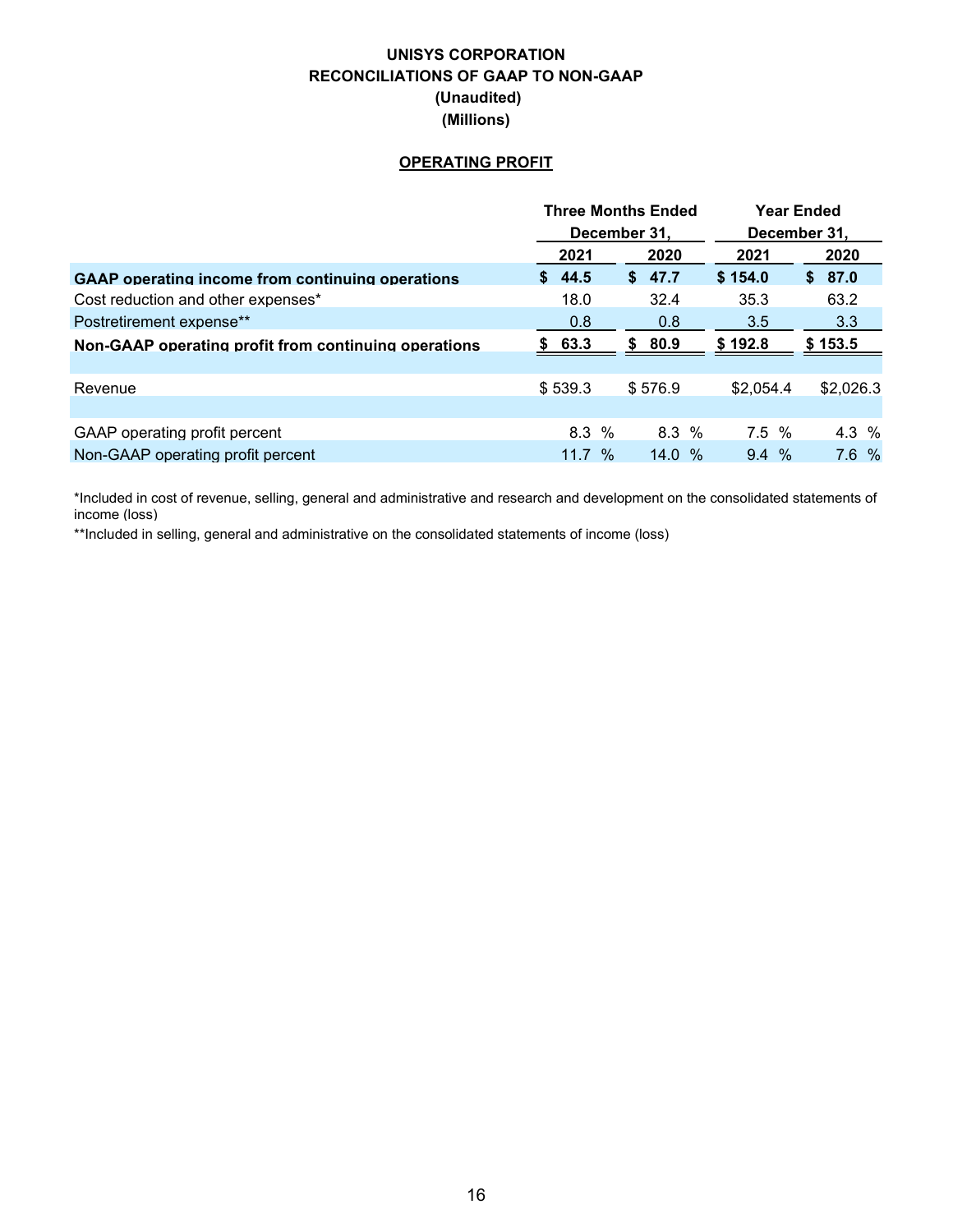**UNISYS CORPORATION**
**RECONCILIATIONS OF GAAP TO NON-GAAP**
**(Unaudited)**
**(Millions)**

**OPERATING PROFIT**

| | Three Months Ended December 31, | | Year Ended December 31, | |
|---|---|---|---|---|
| | **2021** | **2020** | **2021** | **2020** |
| **GAAP operating income from continuing operations** | **$ 44.5** | **$ 47.7** | **$ 154.0** | **$ 87.0** |
| Cost reduction and other expenses* | 18.0 | 32.4 | 35.3 | 63.2 |
| Postretirement expense** | 0.8 | 0.8 | 3.5 | 3.3 |
| **Non-GAAP operating profit from continuing operations** | **$ 63.3** | **$ 80.9** | **$ 192.8** | **$ 153.5** |
| | | | | |
| Revenue | $ 539.3 | $ 576.9 | $2,054.4 | $2,026.3 |
| | | | | |
| GAAP operating profit percent | 8.3 % | 8.3 % | 7.5 % | 4.3 % |
| Non-GAAP operating profit percent | 11.7 % | 14.0 % | 9.4 % | 7.6 % |

*Included in cost of revenue, selling, general and administrative and research and development on the consolidated statements of income (loss)

**Included in selling, general and administrative on the consolidated statements of income (loss)